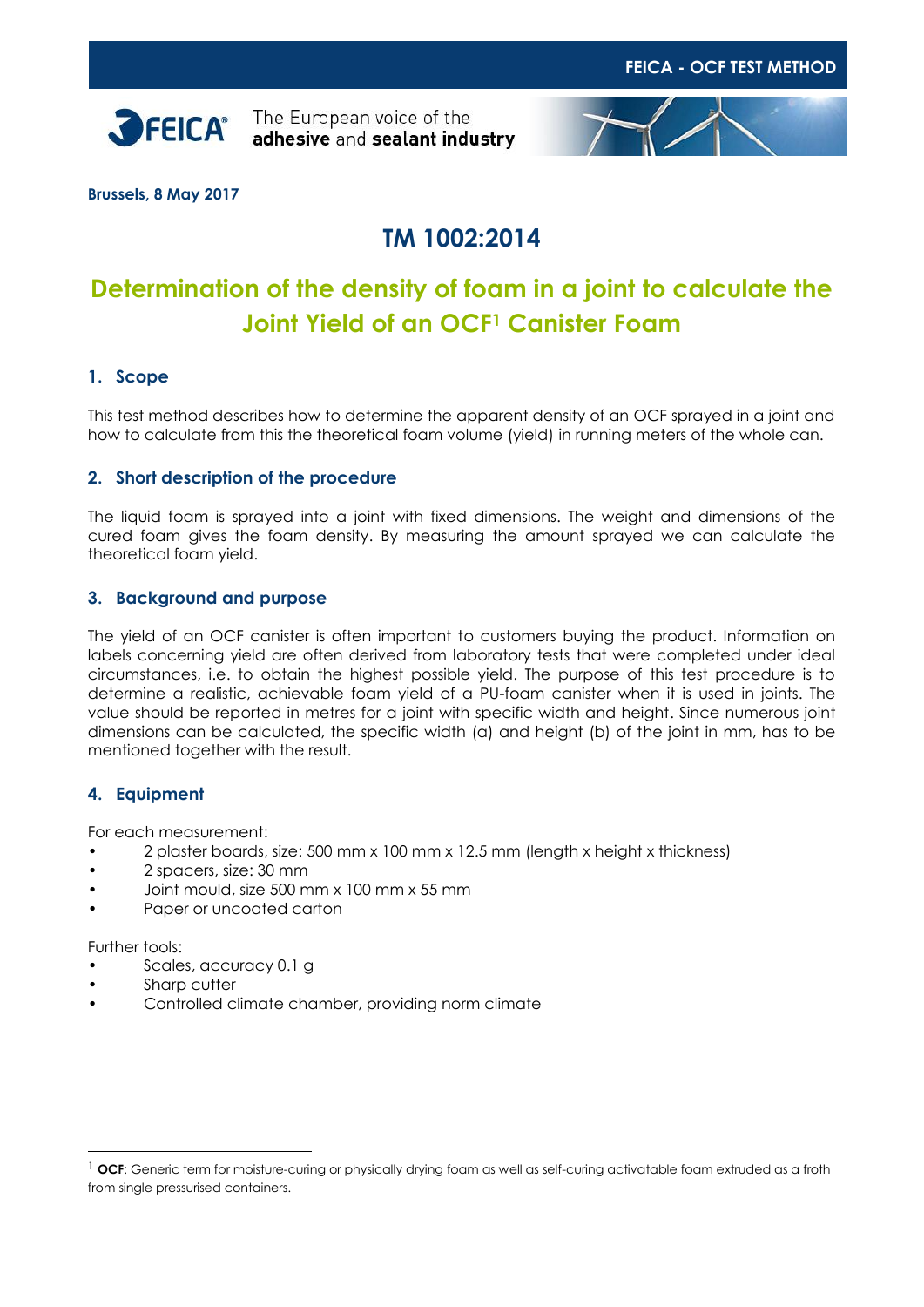Brussels, 8 May 2017

# TM 1002:2014

# Determination of the density of foam in a joint to calculate the Joint Yield of an OCF[1] Canister Foam

## 1. Scope

This test method describes how to determine the apparent density of an OCF sprayed in a joint and how to calculate from this the theoretical foam volume (yield) in running meters of the whole can.

## 2. Short description of the procedure

The liquid foam is sprayed into a joint with fixed dimensions. The weight and dimensions of the cured foam gives the foam density. By measuring the amount sprayed we can calculate the theoretical foam yield.

## 3. Background and purpose

The yield of an OCF canister is often important to customers buying the product. Information on labels concerning yield are often derived from laboratory tests that were completed under ideal circumstances, i.e. to obtain the highest possible yield. The purpose of this test procedure is to determine a realistic, achievable foam yield of a PU-foam canister when it is used in joints. The value should be reported in metres for a joint with specific width and height. Since numerous joint dimensions can be calculated, the specific width (a) and height (b) of the joint in mm, has to be mentioned together with the result.

## 4. Equipment

For each measurement:

- 2 plaster boards, size: 500 mm x 100 mm x 12.5 mm (length x height x thickness)
- 2 spacers, size: 30 mm
- Joint mould, size 500 mm x 100 mm x 55 mm
- Paper or uncoated carton

Further tools:

- Scales, accuracy 0.1 g
- Sharp cutter
- Controlled climate chamber, providing norm climate

[1] **OCF**: Generic term for moisture-curing or physically drying foam as well as self-curing activatable foam extruded as a froth from single pressurised containers.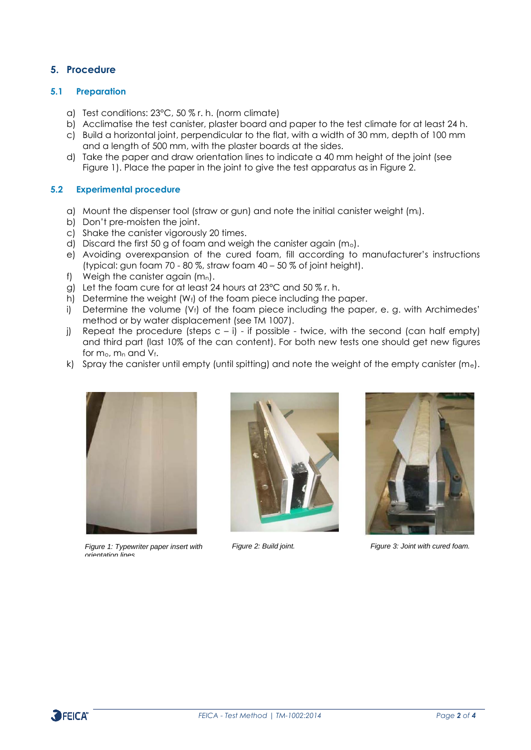## 5. Procedure

### 5.1 Preparation

a) Test conditions: 23°C, 50 % r. h. (norm climate)
b) Acclimatise the test canister, plaster board and paper to the test climate for at least 24 h.
c) Build a horizontal joint, perpendicular to the flat, with a width of 30 mm, depth of 100 mm and a length of 500 mm, with the plaster boards at the sides.
d) Take the paper and draw orientation lines to indicate a 40 mm height of the joint (see Figure 1). Place the paper in the joint to give the test apparatus as in Figure 2.

### 5.2 Experimental procedure

a) Mount the dispenser tool (straw or gun) and note the initial canister weight ($m_i$).
b) Don't pre-moisten the joint.
c) Shake the canister vigorously 20 times.
d) Discard the first 50 g of foam and weigh the canister again ($m_o$).
e) Avoiding overexpansion of the cured foam, fill according to manufacturer's instructions (typical: gun foam 70 - 80 %, straw foam 40 – 50 % of joint height).
f) Weigh the canister again ($m_n$).
g) Let the foam cure for at least 24 hours at 23°C and 50 % r. h.
h) Determine the weight ($W_f$) of the foam piece including the paper.
i) Determine the volume ($V_f$) of the foam piece including the paper, e. g. with Archimedes' method or by water displacement (see TM 1007).
j) Repeat the procedure (steps c – i) - if possible - twice, with the second (can half empty) and third part (last 10% of the can content). For both new tests one should get new figures for $m_o$, $m_n$ and $V_f$.
k) Spray the canister until empty (until spitting) and note the weight of the empty canister ($m_e$).

*Figure 1: Typewriter paper insert with orientation lines*

*Figure 2: Build joint.*

*Figure 3: Joint with cured foam.*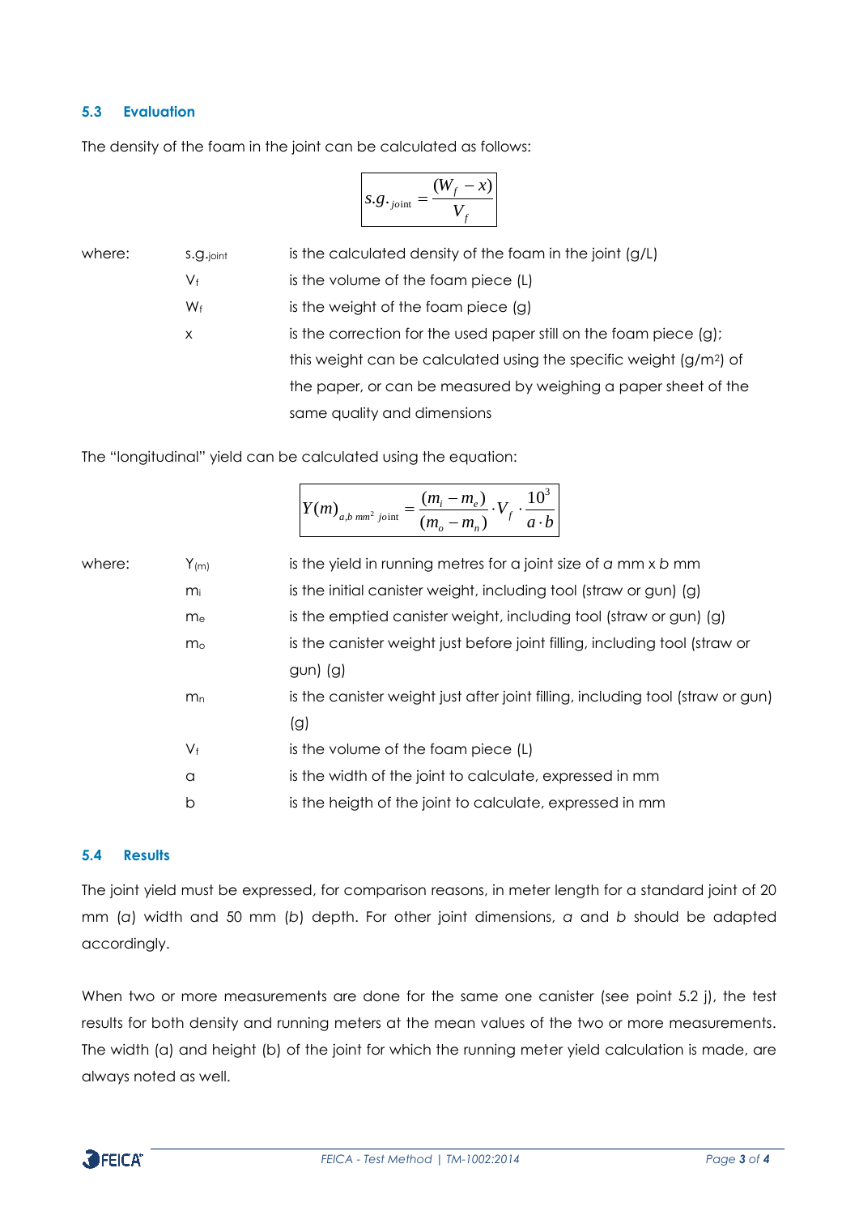### 5.3 Evaluation

The density of the foam in the joint can be calculated as follows:

$$s.g._{joint} = \frac{(W_f - x)}{V_f}$$

where:

| | |
|---|---|
| $s.g._{joint}$ | is the calculated density of the foam in the joint (g/L) |
| $V_f$ | is the volume of the foam piece (L) |
| $W_f$ | is the weight of the foam piece (g) |
| x | is the correction for the used paper still on the foam piece (g); this weight can be calculated using the specific weight (g/m²) of the paper, or can be measured by weighing a paper sheet of the same quality and dimensions |

The "longitudinal" yield can be calculated using the equation:

$$Y(m)_{a,b\ mm^2\ joint} = \frac{(m_i - m_e)}{(m_o - m_n)} \cdot V_f \cdot \frac{10^3}{a \cdot b}$$

where:

| | |
|---|---|
| $Y_{(m)}$ | is the yield in running metres for a joint size of *a* mm x *b* mm |
| $m_i$ | is the initial canister weight, including tool (straw or gun) (g) |
| $m_e$ | is the emptied canister weight, including tool (straw or gun) (g) |
| $m_o$ | is the canister weight just before joint filling, including tool (straw or gun) (g) |
| $m_n$ | is the canister weight just after joint filling, including tool (straw or gun) (g) |
| $V_f$ | is the volume of the foam piece (L) |
| a | is the width of the joint to calculate, expressed in mm |
| b | is the heigth of the joint to calculate, expressed in mm |

### 5.4 Results

The joint yield must be expressed, for comparison reasons, in meter length for a standard joint of 20 mm (*a*) width and 50 mm (*b*) depth. For other joint dimensions, *a* and *b* should be adapted accordingly.

When two or more measurements are done for the same one canister (see point 5.2 j), the test results for both density and running meters at the mean values of the two or more measurements. The width (a) and height (b) of the joint for which the running meter yield calculation is made, are always noted as well.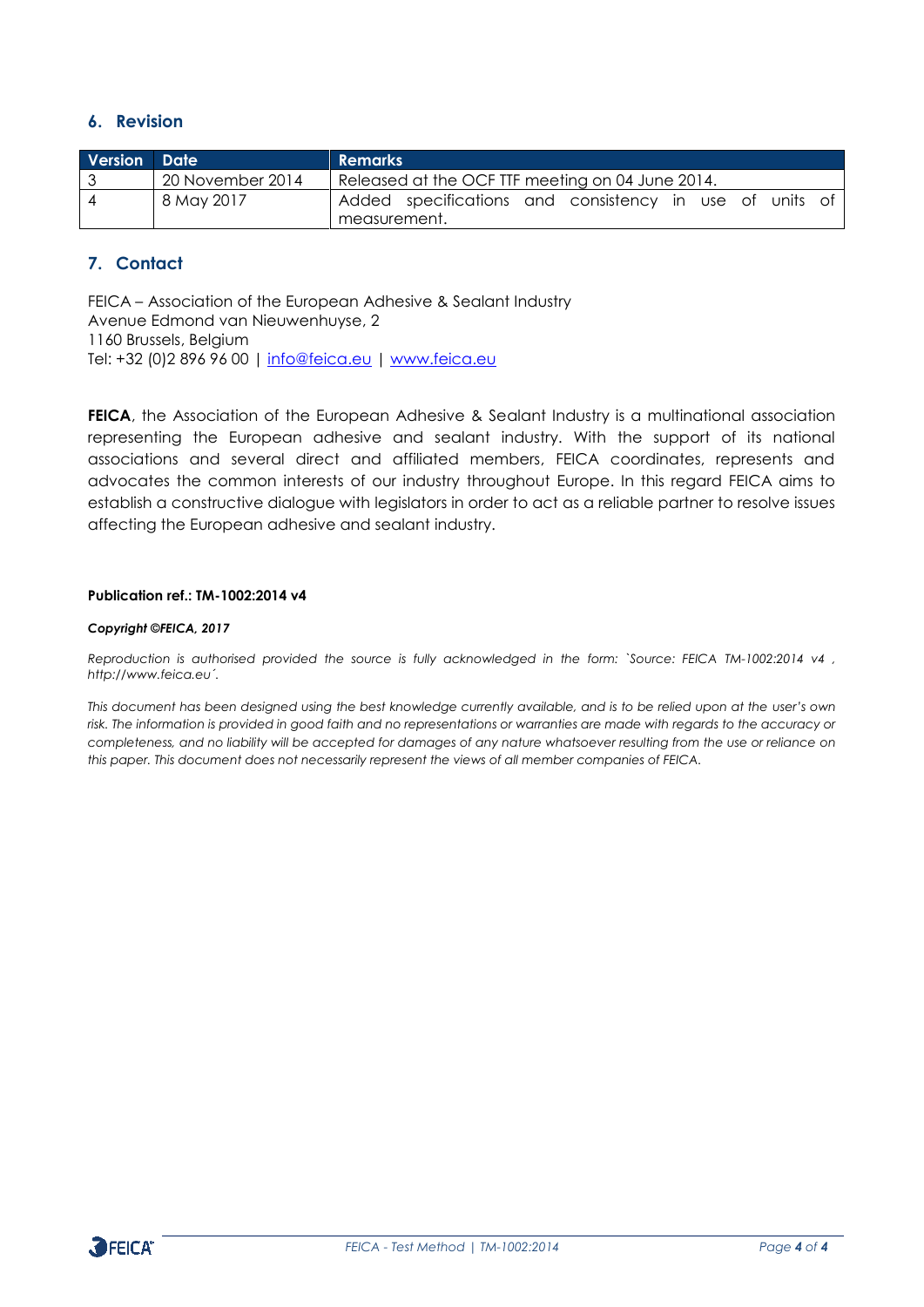## 6. Revision

| Version | Date | Remarks |
|---|---|---|
| 3 | 20 November 2014 | Released at the OCF TTF meeting on 04 June 2014. |
| 4 | 8 May 2017 | Added specifications and consistency in use of units of measurement. |

## 7. Contact

FEICA – Association of the European Adhesive & Sealant Industry
Avenue Edmond van Nieuwenhuyse, 2
1160 Brussels, Belgium
Tel: +32 (0)2 896 96 00 | info@feica.eu | www.feica.eu

**FEICA**, the Association of the European Adhesive & Sealant Industry is a multinational association representing the European adhesive and sealant industry. With the support of its national associations and several direct and affiliated members, FEICA coordinates, represents and advocates the common interests of our industry throughout Europe. In this regard FEICA aims to establish a constructive dialogue with legislators in order to act as a reliable partner to resolve issues affecting the European adhesive and sealant industry.

**Publication ref.: TM-1002:2014 v4**

***Copyright ©FEICA, 2017***

*Reproduction is authorised provided the source is fully acknowledged in the form: `Source: FEICA TM-1002:2014 v4 , http://www.feica.eu´.*

*This document has been designed using the best knowledge currently available, and is to be relied upon at the user's own risk. The information is provided in good faith and no representations or warranties are made with regards to the accuracy or completeness, and no liability will be accepted for damages of any nature whatsoever resulting from the use or reliance on this paper. This document does not necessarily represent the views of all member companies of FEICA.*